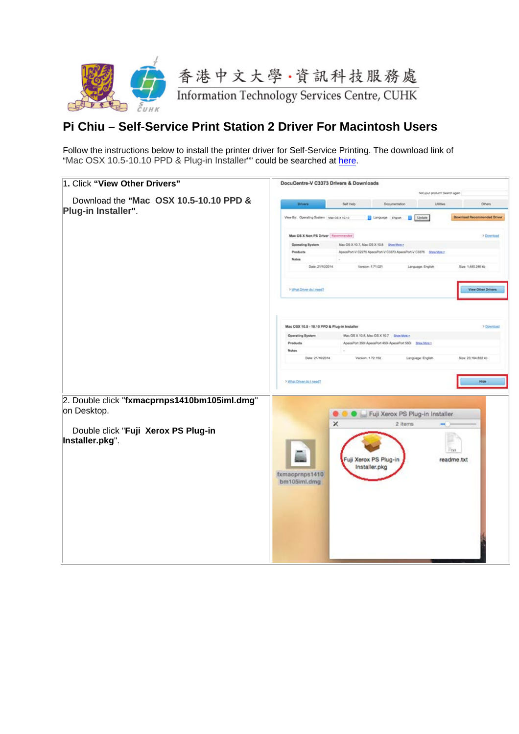香港中文大學·資訊科技服務處
Information Technology Services Centre, CUHK

# Pi Chiu – Self-Service Print Station 2 Driver For Macintosh Users

Follow the instructions below to install the printer driver for Self-Service Printing. The download link of "Mac OSX 10.5-10.10 PPD & Plug-in Installer"" could be searched at here.

| | |
|---|---|
| 1. Click **"View Other Drivers"**<br><br>Download the **"Mac OSX 10.5-10.10 PPD & Plug-in Installer"**. | |
| 2. Double click "**fxmacprnps1410bm105iml.dmg**" on Desktop.<br><br>Double click "**Fuji Xerox PS Plug-in Installer.pkg**". | |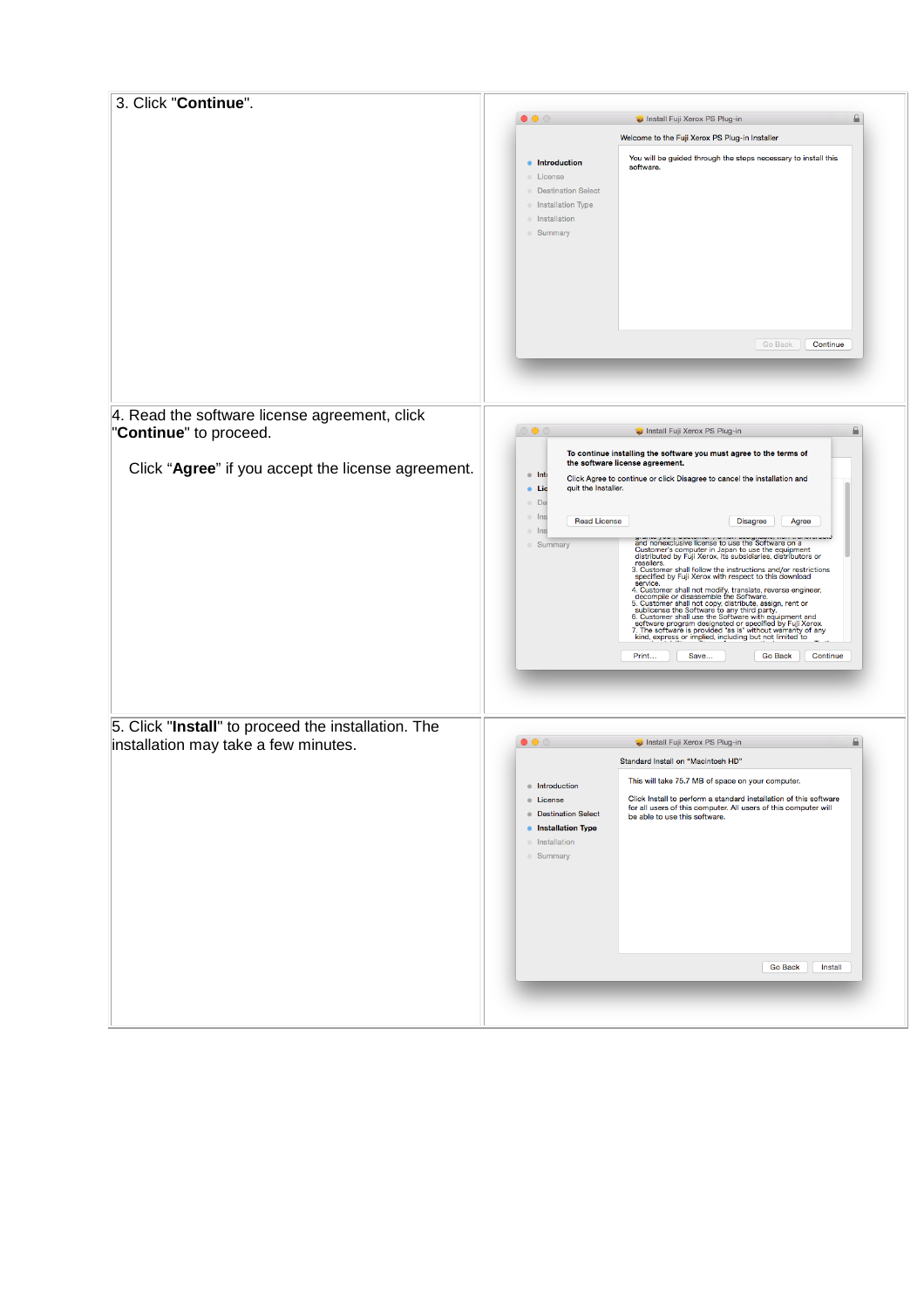| | |
|---|---|
| 3. Click "**Continue**". | |
| 4. Read the software license agreement, click "**Continue**" to proceed.<br><br>Click "**Agree**" if you accept the license agreement. | |
| 5. Click "**Install**" to proceed the installation. The installation may take a few minutes. | |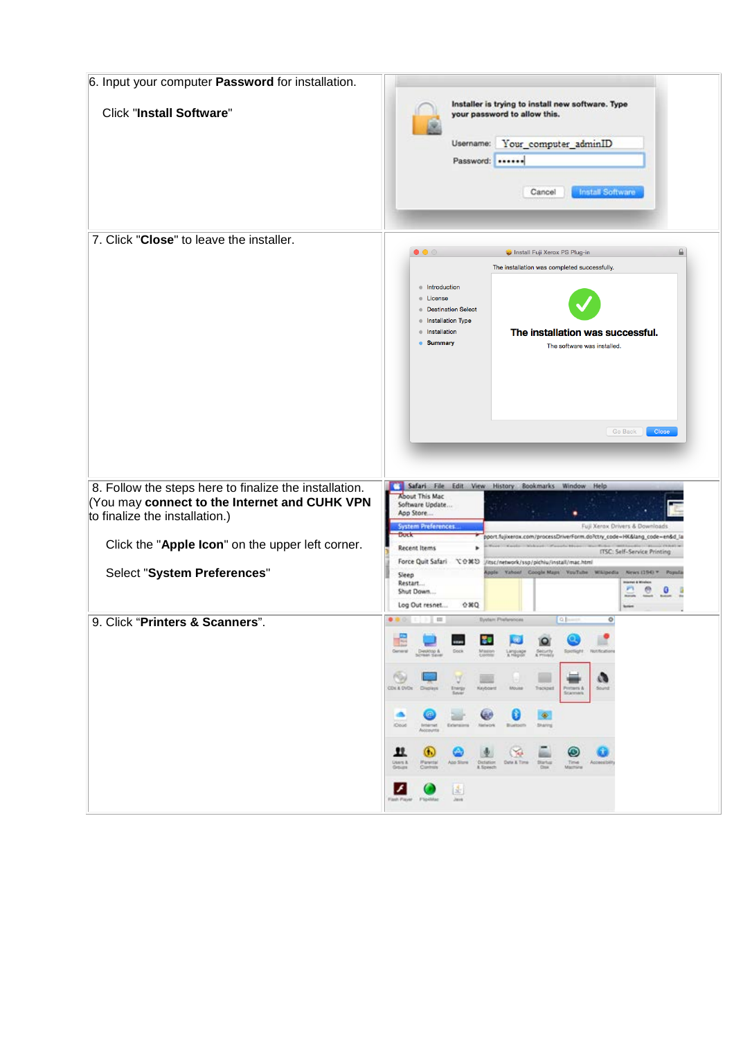6. Input your computer **Password** for installation.

Click "**Install Software**"

7. Click "**Close**" to leave the installer.

8. Follow the steps here to finalize the installation. (You may **connect to the Internet and CUHK VPN** to finalize the installation.)

Click the "**Apple Icon**" on the upper left corner.

Select "**System Preferences**"

9. Click “**Printers & Scanners**”.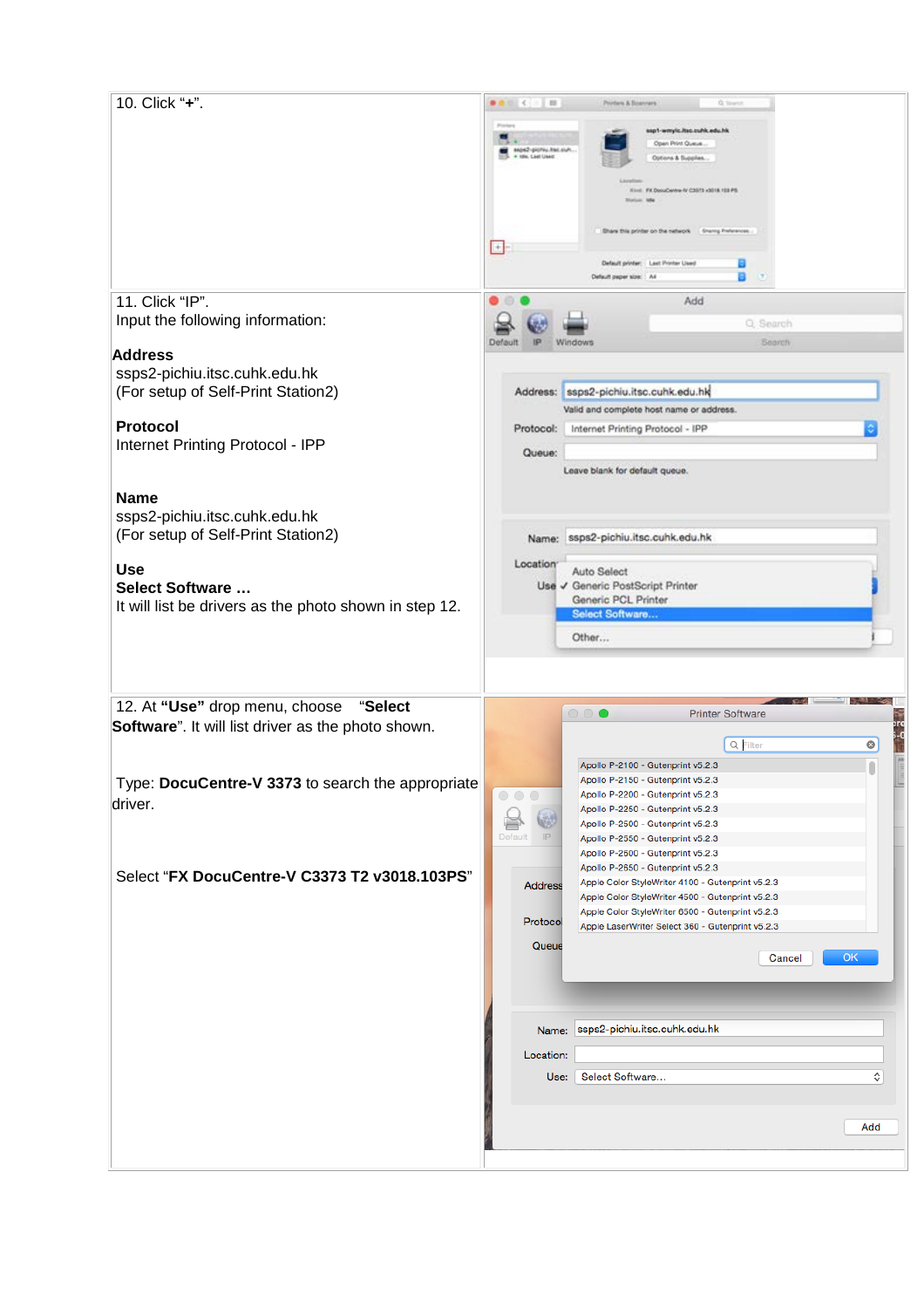| | |
|---|---|
| 10. Click "**+**". | |
| 11. Click "IP".<br>Input the following information:<br><br>**Address**<br>ssps2-pichiu.itsc.cuhk.edu.hk<br>(For setup of Self-Print Station2)<br><br>**Protocol**<br>Internet Printing Protocol - IPP<br><br>**Name**<br>ssps2-pichiu.itsc.cuhk.edu.hk<br>(For setup of Self-Print Station2)<br><br>**Use**<br>**Select Software …**<br>It will list be drivers as the photo shown in step 12. | |
| 12. At **"Use"** drop menu, choose "**Select Software**". It will list driver as the photo shown.<br><br>Type: **DocuCentre-V 3373** to search the appropriate driver.<br><br>Select "**FX DocuCentre-V C3373 T2 v3018.103PS**" | |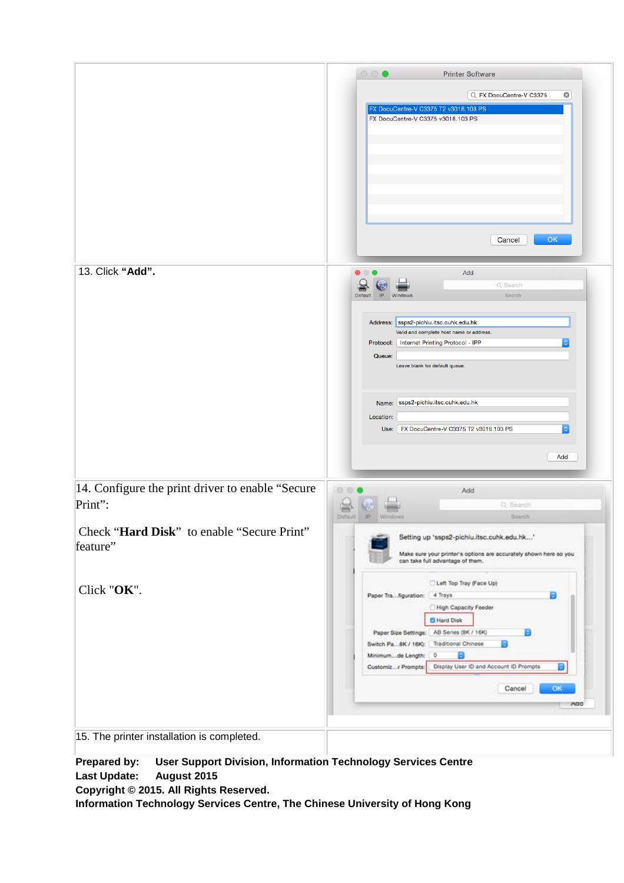| | |
|---|---|
| | |
| 13. Click **"Add".** | |
| 14. Configure the print driver to enable "Secure Print":<br><br>Check "**Hard Disk**" to enable "Secure Print" feature"<br><br>Click "**OK**". | |
| 15. The printer installation is completed. | |

**Prepared by: User Support Division, Information Technology Services Centre**
**Last Update: August 2015**
**Copyright © 2015. All Rights Reserved.**
**Information Technology Services Centre, The Chinese University of Hong Kong**